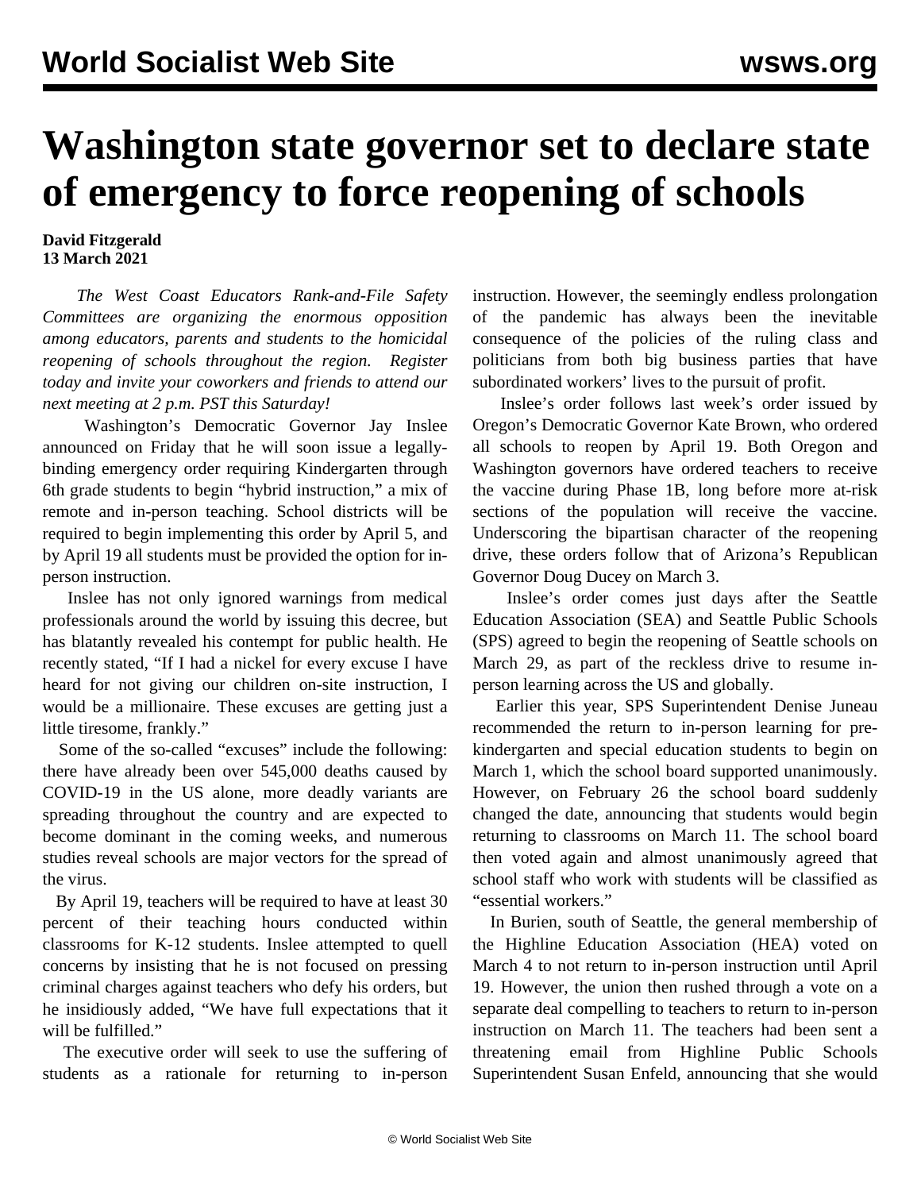# Washington state governor set to declare state of emergency to force reopening of schools

**David Fitzgerald**
**13 March 2021**

*The West Coast Educators Rank-and-File Safety Committees are organizing the enormous opposition among educators, parents and students to the homicidal reopening of schools throughout the region. Register today and invite your coworkers and friends to attend our next meeting at 2 p.m. PST this Saturday!*

Washington's Democratic Governor Jay Inslee announced on Friday that he will soon issue a legally-binding emergency order requiring Kindergarten through 6th grade students to begin "hybrid instruction," a mix of remote and in-person teaching. School districts will be required to begin implementing this order by April 5, and by April 19 all students must be provided the option for in-person instruction.

Inslee has not only ignored warnings from medical professionals around the world by issuing this decree, but has blatantly revealed his contempt for public health. He recently stated, "If I had a nickel for every excuse I have heard for not giving our children on-site instruction, I would be a millionaire. These excuses are getting just a little tiresome, frankly."

Some of the so-called "excuses" include the following: there have already been over 545,000 deaths caused by COVID-19 in the US alone, more deadly variants are spreading throughout the country and are expected to become dominant in the coming weeks, and numerous studies reveal schools are major vectors for the spread of the virus.

By April 19, teachers will be required to have at least 30 percent of their teaching hours conducted within classrooms for K-12 students. Inslee attempted to quell concerns by insisting that he is not focused on pressing criminal charges against teachers who defy his orders, but he insidiously added, "We have full expectations that it will be fulfilled."

The executive order will seek to use the suffering of students as a rationale for returning to in-person instruction. However, the seemingly endless prolongation of the pandemic has always been the inevitable consequence of the policies of the ruling class and politicians from both big business parties that have subordinated workers' lives to the pursuit of profit.

Inslee's order follows last week's order issued by Oregon's Democratic Governor Kate Brown, who ordered all schools to reopen by April 19. Both Oregon and Washington governors have ordered teachers to receive the vaccine during Phase 1B, long before more at-risk sections of the population will receive the vaccine. Underscoring the bipartisan character of the reopening drive, these orders follow that of Arizona's Republican Governor Doug Ducey on March 3.

Inslee's order comes just days after the Seattle Education Association (SEA) and Seattle Public Schools (SPS) agreed to begin the reopening of Seattle schools on March 29, as part of the reckless drive to resume in-person learning across the US and globally.

Earlier this year, SPS Superintendent Denise Juneau recommended the return to in-person learning for pre-kindergarten and special education students to begin on March 1, which the school board supported unanimously. However, on February 26 the school board suddenly changed the date, announcing that students would begin returning to classrooms on March 11. The school board then voted again and almost unanimously agreed that school staff who work with students will be classified as "essential workers."

In Burien, south of Seattle, the general membership of the Highline Education Association (HEA) voted on March 4 to not return to in-person instruction until April 19. However, the union then rushed through a vote on a separate deal compelling to teachers to return to in-person instruction on March 11. The teachers had been sent a threatening email from Highline Public Schools Superintendent Susan Enfeld, announcing that she would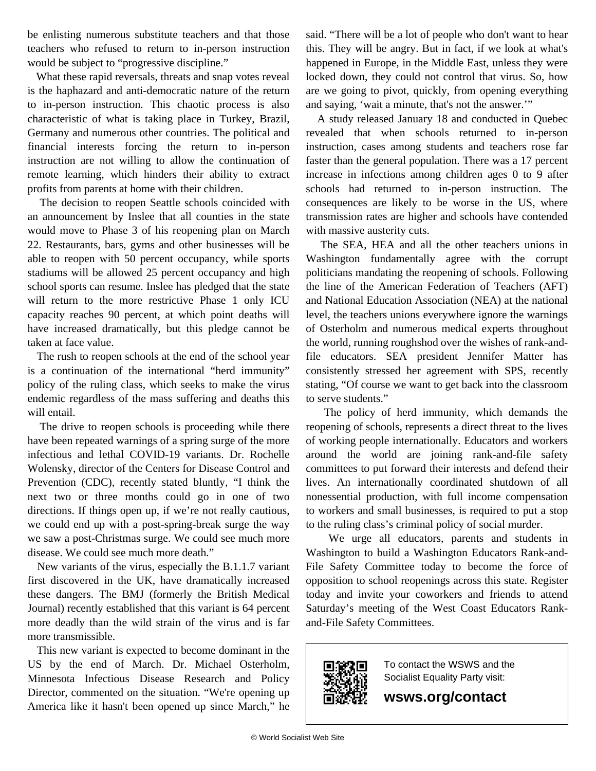be enlisting numerous substitute teachers and that those teachers who refused to return to in-person instruction would be subject to "progressive discipline."

What these rapid reversals, threats and snap votes reveal is the haphazard and anti-democratic nature of the return to in-person instruction. This chaotic process is also characteristic of what is taking place in Turkey, Brazil, Germany and numerous other countries. The political and financial interests forcing the return to in-person instruction are not willing to allow the continuation of remote learning, which hinders their ability to extract profits from parents at home with their children.

The decision to reopen Seattle schools coincided with an announcement by Inslee that all counties in the state would move to Phase 3 of his reopening plan on March 22. Restaurants, bars, gyms and other businesses will be able to reopen with 50 percent occupancy, while sports stadiums will be allowed 25 percent occupancy and high school sports can resume. Inslee has pledged that the state will return to the more restrictive Phase 1 only ICU capacity reaches 90 percent, at which point deaths will have increased dramatically, but this pledge cannot be taken at face value.

The rush to reopen schools at the end of the school year is a continuation of the international "herd immunity" policy of the ruling class, which seeks to make the virus endemic regardless of the mass suffering and deaths this will entail.

The drive to reopen schools is proceeding while there have been repeated warnings of a spring surge of the more infectious and lethal COVID-19 variants. Dr. Rochelle Wolensky, director of the Centers for Disease Control and Prevention (CDC), recently stated bluntly, "I think the next two or three months could go in one of two directions. If things open up, if we're not really cautious, we could end up with a post-spring-break surge the way we saw a post-Christmas surge. We could see much more disease. We could see much more death."

New variants of the virus, especially the B.1.1.7 variant first discovered in the UK, have dramatically increased these dangers. The BMJ (formerly the British Medical Journal) recently established that this variant is 64 percent more deadly than the wild strain of the virus and is far more transmissible.

This new variant is expected to become dominant in the US by the end of March. Dr. Michael Osterholm, Minnesota Infectious Disease Research and Policy Director, commented on the situation. "We're opening up America like it hasn't been opened up since March," he said. "There will be a lot of people who don't want to hear this. They will be angry. But in fact, if we look at what's happened in Europe, in the Middle East, unless they were locked down, they could not control that virus. So, how are we going to pivot, quickly, from opening everything and saying, 'wait a minute, that's not the answer.'"

A study released January 18 and conducted in Quebec revealed that when schools returned to in-person instruction, cases among students and teachers rose far faster than the general population. There was a 17 percent increase in infections among children ages 0 to 9 after schools had returned to in-person instruction. The consequences are likely to be worse in the US, where transmission rates are higher and schools have contended with massive austerity cuts.

The SEA, HEA and all the other teachers unions in Washington fundamentally agree with the corrupt politicians mandating the reopening of schools. Following the line of the American Federation of Teachers (AFT) and National Education Association (NEA) at the national level, the teachers unions everywhere ignore the warnings of Osterholm and numerous medical experts throughout the world, running roughshod over the wishes of rank-and-file educators. SEA president Jennifer Matter has consistently stressed her agreement with SPS, recently stating, "Of course we want to get back into the classroom to serve students."

The policy of herd immunity, which demands the reopening of schools, represents a direct threat to the lives of working people internationally. Educators and workers around the world are joining rank-and-file safety committees to put forward their interests and defend their lives. An internationally coordinated shutdown of all nonessential production, with full income compensation to workers and small businesses, is required to put a stop to the ruling class's criminal policy of social murder.

We urge all educators, parents and students in Washington to build a Washington Educators Rank-and-File Safety Committee today to become the force of opposition to school reopenings across this state. Register today and invite your coworkers and friends to attend Saturday's meeting of the West Coast Educators Rank-and-File Safety Committees.

To contact the WSWS and the Socialist Equality Party visit:

**wsws.org/contact**

© World Socialist Web Site